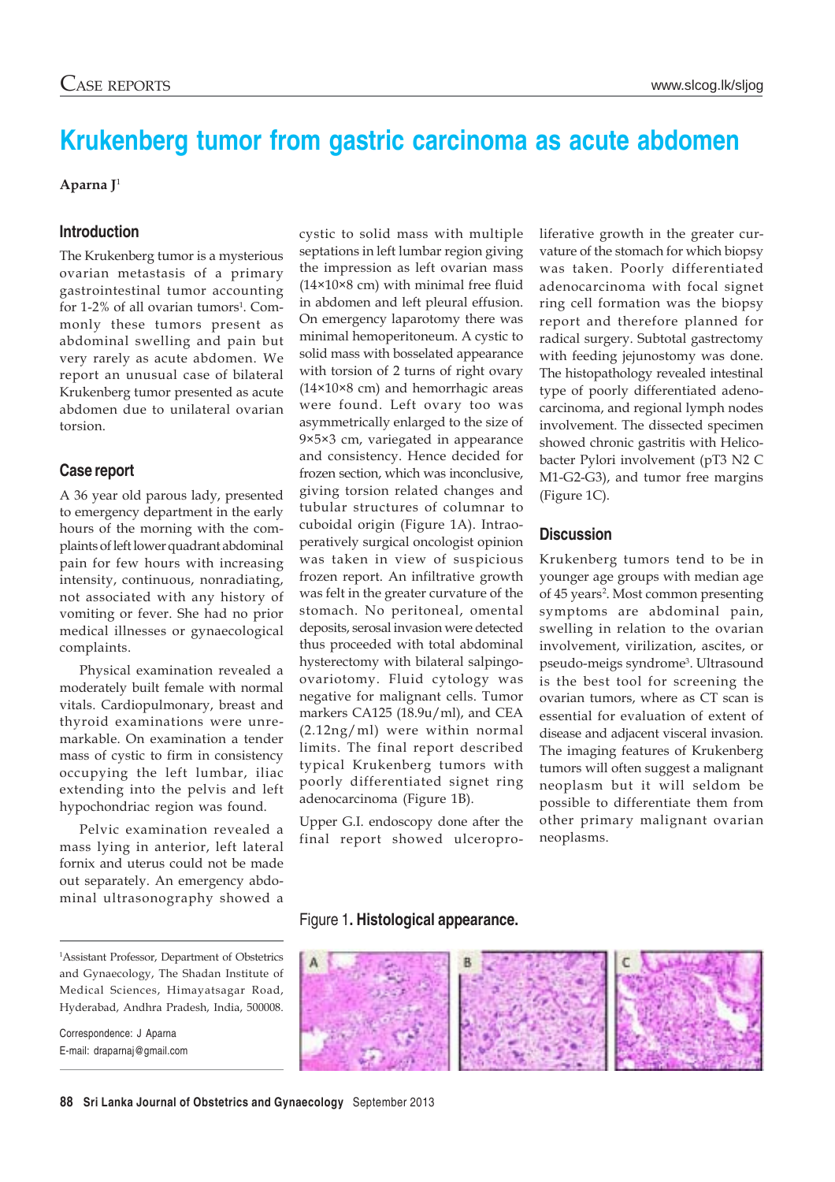# Krukenberg tumor from gastric carcinoma as acute abdomen

**Aparna J**[1]

## Introduction

The Krukenberg tumor is a mysterious ovarian metastasis of a primary gastrointestinal tumor accounting for 1-2% of all ovarian tumors[1]. Commonly these tumors present as abdominal swelling and pain but very rarely as acute abdomen. We report an unusual case of bilateral Krukenberg tumor presented as acute abdomen due to unilateral ovarian torsion.

## Case report

A 36 year old parous lady, presented to emergency department in the early hours of the morning with the complaints of left lower quadrant abdominal pain for few hours with increasing intensity, continuous, nonradiating, not associated with any history of vomiting or fever. She had no prior medical illnesses or gynaecological complaints.

Physical examination revealed a moderately built female with normal vitals. Cardiopulmonary, breast and thyroid examinations were unremarkable. On examination a tender mass of cystic to firm in consistency occupying the left lumbar, iliac extending into the pelvis and left hypochondriac region was found.

Pelvic examination revealed a mass lying in anterior, left lateral fornix and uterus could not be made out separately. An emergency abdominal ultrasonography showed a cystic to solid mass with multiple septations in left lumbar region giving the impression as left ovarian mass (14×10×8 cm) with minimal free fluid in abdomen and left pleural effusion. On emergency laparotomy there was minimal hemoperitoneum. A cystic to solid mass with bosselated appearance with torsion of 2 turns of right ovary (14×10×8 cm) and hemorrhagic areas were found. Left ovary too was asymmetrically enlarged to the size of 9×5×3 cm, variegated in appearance and consistency. Hence decided for frozen section, which was inconclusive, giving torsion related changes and tubular structures of columnar to cuboidal origin (Figure 1A). Intraoperatively surgical oncologist opinion was taken in view of suspicious frozen report. An infiltrative growth was felt in the greater curvature of the stomach. No peritoneal, omental deposits, serosal invasion were detected thus proceeded with total abdominal hysterectomy with bilateral salpingo-ovariotomy. Fluid cytology was negative for malignant cells. Tumor markers CA125 (18.9u/ml), and CEA (2.12ng/ml) were within normal limits. The final report described typical Krukenberg tumors with poorly differentiated signet ring adenocarcinoma (Figure 1B).

Upper G.I. endoscopy done after the final report showed ulceroproliferative growth in the greater curvature of the stomach for which biopsy was taken. Poorly differentiated adenocarcinoma with focal signet ring cell formation was the biopsy report and therefore planned for radical surgery. Subtotal gastrectomy with feeding jejunostomy was done. The histopathology revealed intestinal type of poorly differentiated adenocarcinoma, and regional lymph nodes involvement. The dissected specimen showed chronic gastritis with Helicobacter Pylori involvement (pT3 N2 C M1-G2-G3), and tumor free margins (Figure 1C).

## Discussion

Krukenberg tumors tend to be in younger age groups with median age of 45 years[2]. Most common presenting symptoms are abdominal pain, swelling in relation to the ovarian involvement, virilization, ascites, or pseudo-meigs syndrome[3]. Ultrasound is the best tool for screening the ovarian tumors, where as CT scan is essential for evaluation of extent of disease and adjacent visceral invasion. The imaging features of Krukenberg tumors will often suggest a malignant neoplasm but it will seldom be possible to differentiate them from other primary malignant ovarian neoplasms.

Figure 1**. Histological appearance.**

[1]Assistant Professor, Department of Obstetrics and Gynaecology, The Shadan Institute of Medical Sciences, Himayatsagar Road, Hyderabad, Andhra Pradesh, India, 500008.

Correspondence: J Aparna
E-mail: draparnaj@gmail.com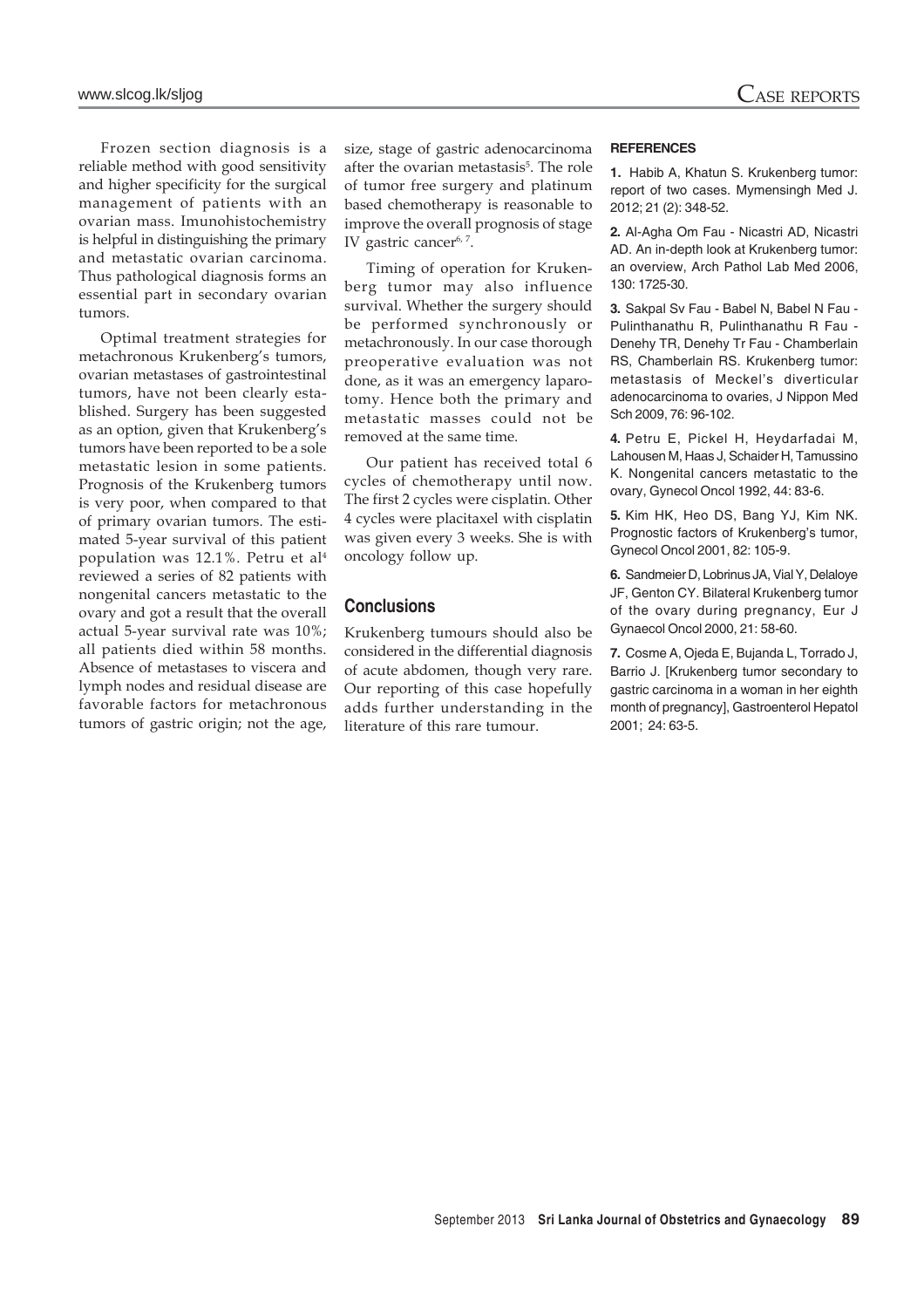Frozen section diagnosis is a reliable method with good sensitivity and higher specificity for the surgical management of patients with an ovarian mass. Imunohistochemistry is helpful in distinguishing the primary and metastatic ovarian carcinoma. Thus pathological diagnosis forms an essential part in secondary ovarian tumors.

Optimal treatment strategies for metachronous Krukenberg's tumors, ovarian metastases of gastrointestinal tumors, have not been clearly established. Surgery has been suggested as an option, given that Krukenberg's tumors have been reported to be a sole metastatic lesion in some patients. Prognosis of the Krukenberg tumors is very poor, when compared to that of primary ovarian tumors. The estimated 5-year survival of this patient population was 12.1%. Petru et al[4] reviewed a series of 82 patients with nongenital cancers metastatic to the ovary and got a result that the overall actual 5-year survival rate was 10%; all patients died within 58 months. Absence of metastases to viscera and lymph nodes and residual disease are favorable factors for metachronous tumors of gastric origin; not the age, size, stage of gastric adenocarcinoma after the ovarian metastasis[5]. The role of tumor free surgery and platinum based chemotherapy is reasonable to improve the overall prognosis of stage IV gastric cancer[6, 7].

Timing of operation for Krukenberg tumor may also influence survival. Whether the surgery should be performed synchronously or metachronously. In our case thorough preoperative evaluation was not done, as it was an emergency laparotomy. Hence both the primary and metastatic masses could not be removed at the same time.

Our patient has received total 6 cycles of chemotherapy until now. The first 2 cycles were cisplatin. Other 4 cycles were placitaxel with cisplatin was given every 3 weeks. She is with oncology follow up.

## Conclusions

Krukenberg tumours should also be considered in the differential diagnosis of acute abdomen, though very rare. Our reporting of this case hopefully adds further understanding in the literature of this rare tumour.

### REFERENCES

1. Habib A, Khatun S. Krukenberg tumor: report of two cases. Mymensingh Med J. 2012; 21 (2): 348-52.

2. Al-Agha Om Fau - Nicastri AD, Nicastri AD. An in-depth look at Krukenberg tumor: an overview, Arch Pathol Lab Med 2006, 130: 1725-30.

3. Sakpal Sv Fau - Babel N, Babel N Fau - Pulinthanathu R, Pulinthanathu R Fau - Denehy TR, Denehy Tr Fau - Chamberlain RS, Chamberlain RS. Krukenberg tumor: metastasis of Meckel's diverticular adenocarcinoma to ovaries, J Nippon Med Sch 2009, 76: 96-102.

4. Petru E, Pickel H, Heydarfadai M, Lahousen M, Haas J, Schaider H, Tamussino K. Nongenital cancers metastatic to the ovary, Gynecol Oncol 1992, 44: 83-6.

5. Kim HK, Heo DS, Bang YJ, Kim NK. Prognostic factors of Krukenberg's tumor, Gynecol Oncol 2001, 82: 105-9.

6. Sandmeier D, Lobrinus JA, Vial Y, Delaloye JF, Genton CY. Bilateral Krukenberg tumor of the ovary during pregnancy, Eur J Gynaecol Oncol 2000, 21: 58-60.

7. Cosme A, Ojeda E, Bujanda L, Torrado J, Barrio J. [Krukenberg tumor secondary to gastric carcinoma in a woman in her eighth month of pregnancy], Gastroenterol Hepatol 2001; 24: 63-5.